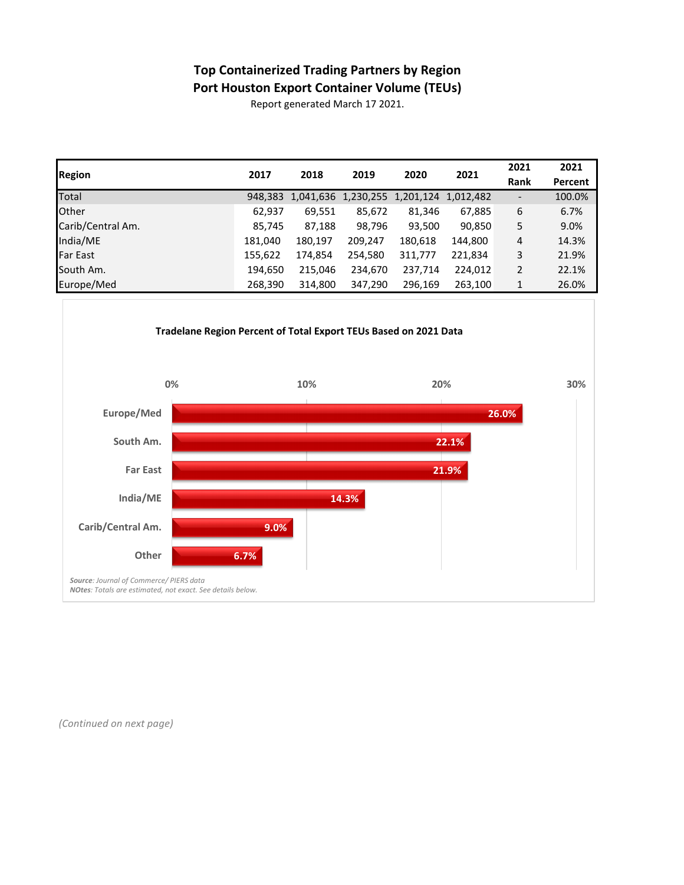# Top Containerized Trading Partners by Region

## Port Houston Export Container Volume (TEUs)

Report generated March 17 2021.

| Region | 2017 | 2018 | 2019 | 2020 | 2021 | 2021 Rank | 2021 Percent |
|---|---|---|---|---|---|---|---|
| Total | 948,383 | 1,041,636 | 1,230,255 | 1,201,124 | 1,012,482 | - | 100.0% |
| Other | 62,937 | 69,551 | 85,672 | 81,346 | 67,885 | 6 | 6.7% |
| Carib/Central Am. | 85,745 | 87,188 | 98,796 | 93,500 | 90,850 | 5 | 9.0% |
| India/ME | 181,040 | 180,197 | 209,247 | 180,618 | 144,800 | 4 | 14.3% |
| Far East | 155,622 | 174,854 | 254,580 | 311,777 | 221,834 | 3 | 21.9% |
| South Am. | 194,650 | 215,046 | 234,670 | 237,714 | 224,012 | 2 | 22.1% |
| Europe/Med | 268,390 | 314,800 | 347,290 | 296,169 | 263,100 | 1 | 26.0% |

**Tradelane Region Percent of Total Export TEUs Based on 2021 Data**

| Region | Percent |
|---|---|
| Europe/Med | 26.0% |
| South Am. | 22.1% |
| Far East | 21.9% |
| India/ME | 14.3% |
| Carib/Central Am. | 9.0% |
| Other | 6.7% |

***Source**: Journal of Commerce/ PIERS data*
***NOtes**: Totals are estimated, not exact. See details below.*

*(Continued on next page)*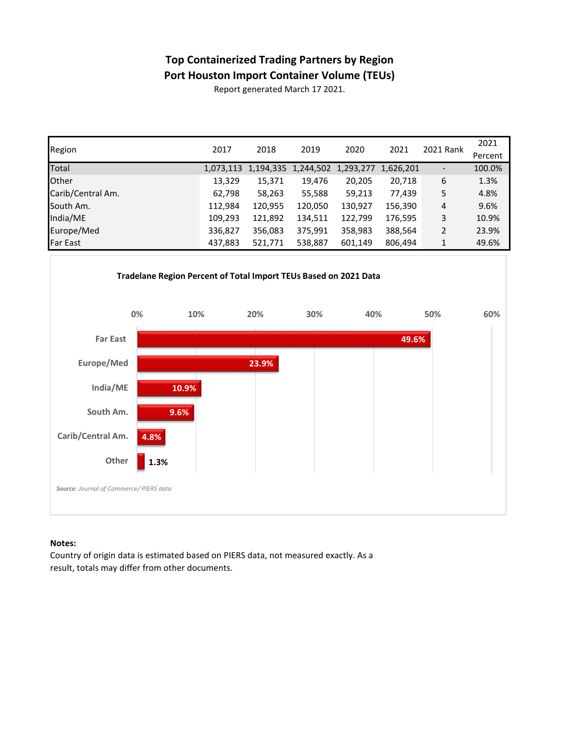# Top Containerized Trading Partners by Region

## Port Houston Import Container Volume (TEUs)

Report generated March 17 2021.

| Region | 2017 | 2018 | 2019 | 2020 | 2021 | 2021 Rank | 2021 Percent |
|---|---|---|---|---|---|---|---|
| Total | 1,073,113 | 1,194,335 | 1,244,502 | 1,293,277 | 1,626,201 | - | 100.0% |
| Other | 13,329 | 15,371 | 19,476 | 20,205 | 20,718 | 6 | 1.3% |
| Carib/Central Am. | 62,798 | 58,263 | 55,588 | 59,213 | 77,439 | 5 | 4.8% |
| South Am. | 112,984 | 120,955 | 120,050 | 130,927 | 156,390 | 4 | 9.6% |
| India/ME | 109,293 | 121,892 | 134,511 | 122,799 | 176,595 | 3 | 10.9% |
| Europe/Med | 336,827 | 356,083 | 375,991 | 358,983 | 388,564 | 2 | 23.9% |
| Far East | 437,883 | 521,771 | 538,887 | 601,149 | 806,494 | 1 | 49.6% |

**Tradelane Region Percent of Total Import TEUs Based on 2021 Data**

0%
10%
20%
30%
40%
50%
60%

Far East 49.6%
Europe/Med 23.9%
India/ME 10.9%
South Am. 9.6%
Carib/Central Am. 4.8%
Other 1.3%

***Source**: Journal of Commerce/ PIERS data*

**Notes:**

Country of origin data is estimated based on PIERS data, not measured exactly. As a result, totals may differ from other documents.